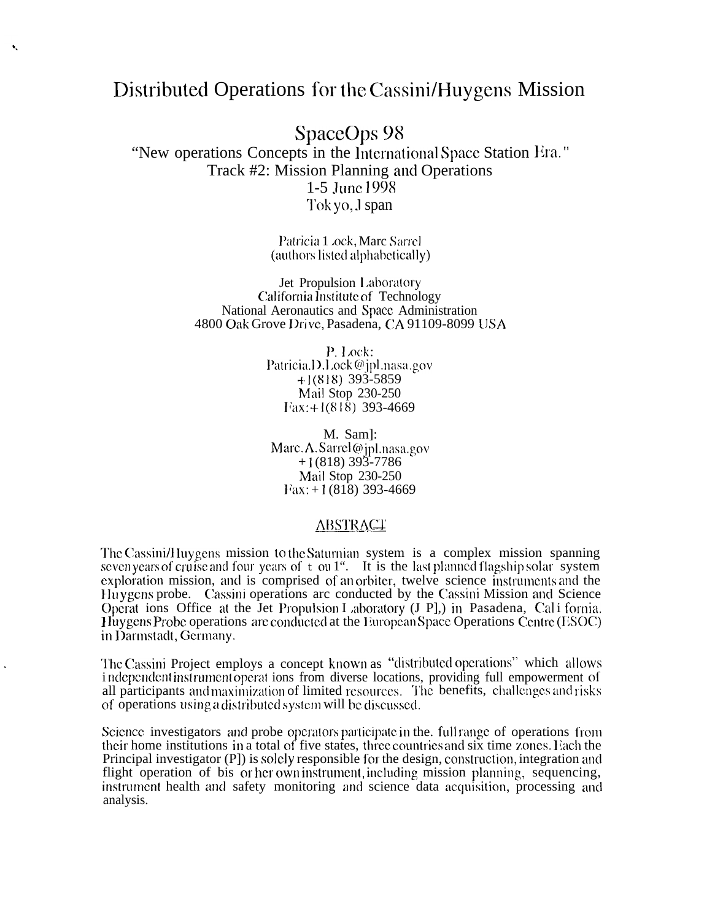# Distributed Operations for the Cassini/Huygens Mission

## SpaceOps 98

"New operations Concepts in the International Space Station Era."
Track #2: Mission Planning and Operations
1-5 June 1998
Tokyo, Japan

Patricia Lock, Marc Sarrel
(authors listed alphabetically)

Jet Propulsion Laboratory
California Institute of Technology
National Aeronautics and Space Administration
4800 Oak Grove Drive, Pasadena, CA 91109-8099 USA

P. Lock:
Patricia.D.Lock@jpl.nasa.gov
+1(818) 393-5859
Mail Stop 230-250
Fax: +1(818) 393-4669

M. Sarrel:
Marc.A.Sarrel@jpl.nasa.gov
+1(818) 393-7786
Mail Stop 230-250
Fax: +1(818) 393-4669

## ABSTRACT

The Cassini/Huygens mission to the Saturnian system is a complex mission spanning seven years of cruise and four years of tour. It is the last planned flagship solar system exploration mission, and is comprised of an orbiter, twelve science instruments and the Huygens probe. Cassini operations are conducted by the Cassini Mission and Science Operations Office at the Jet Propulsion Laboratory (JPL) in Pasadena, California. Huygens Probe operations are conducted at the European Space Operations Centre (ESOC) in Darmstadt, Germany.

The Cassini Project employs a concept known as "distributed operations" which allows independent instrument operations from diverse locations, providing full empowerment of all participants and maximization of limited resources. The benefits, challenges and risks of operations using a distributed system will be discussed.

Science investigators and probe operators participate in the full range of operations from their home institutions in a total of five states, three countries and six time zones. Each the Principal investigator (PI) is solely responsible for the design, construction, integration and flight operation of his or her own instrument, including mission planning, sequencing, instrument health and safety monitoring and science data acquisition, processing and analysis.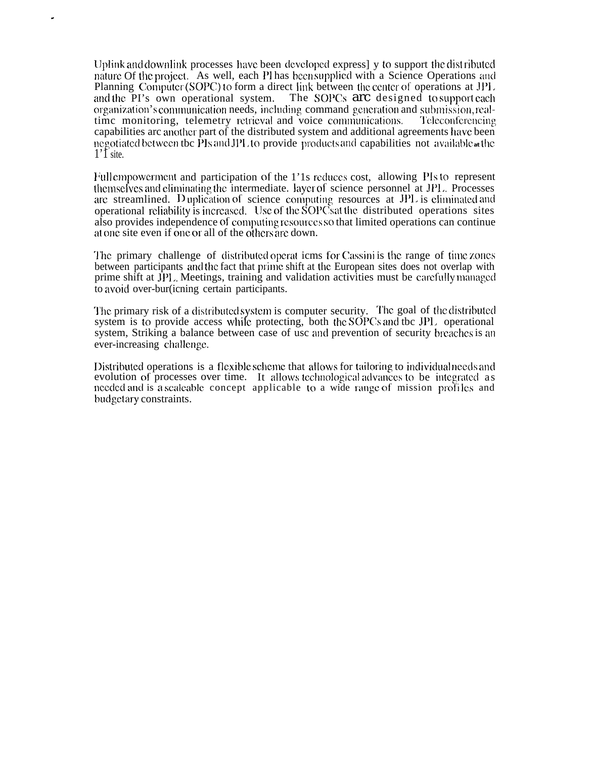Uplink and downlink processes have been developed express] y to support the distributed nature Of the project. As well, each PI has been supplied with a Science Operations and Planning Computer (SOPC) to form a direct link between the center of operations at JPL and the PI's own operational system. The SOPCs arc designed to support each organization's communication needs, including command generation and submission, real-timc monitoring, telemetry retrieval and voice communications. Teleconferencing capabilities arc another part of the distributed system and additional agreements have been negotiated between tbc PIs and JPL to provide products and capabilities not available at the 1'I site.

Full empowerment and participation of the 1'1s reduces cost, allowing PIs to represent themselves and eliminating the intermediate. layer of science personnel at JPL. Processes are streamlined. Duplication of science computing resources at JPL is eliminated and operational reliability is increased. Use of the SOPCs at the distributed operations sites also provides independence of computing resources so that limited operations can continue at one site even if one or all of the others are down.

The primary challenge of distributed operat icms for Cassini is the range of time zones between participants and the fact that prime shift at the European sites does not overlap with prime shift at JPL. Meetings, training and validation activities must be carefully managed to avoid over-bur(icning certain participants.

The primary risk of a distributed system is computer security. The goal of the distributed system is to provide access while protecting, both the SOPCs and tbc JPL operational system, Striking a balance between case of usc and prevention of security breaches is an ever-increasing challenge.

Distributed operations is a flexible scheme that allows for tailoring to individual needs and evolution of processes over time. It allows technological advances to be integrated as needed and is a scaleable concept applicable to a wide range of mission profiles and budgetary constraints.